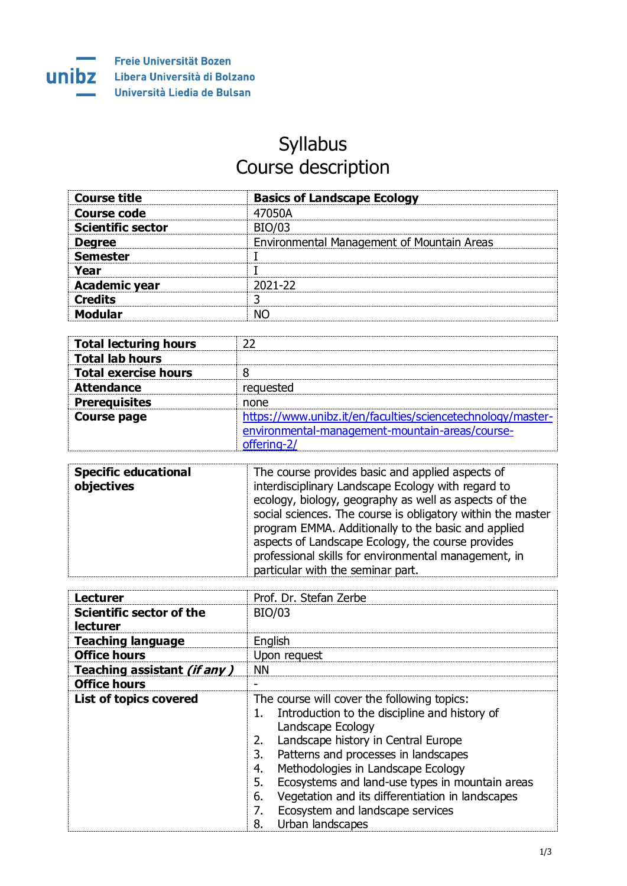Freie Universität Bozen
Libera Università di Bolzano
Università Liedia de Bulsan

# Syllabus
# Course description

| **Course title** | **Basics of Landscape Ecology** |
|---|---|
| **Course code** | 47050A |
| **Scientific sector** | BIO/03 |
| **Degree** | Environmental Management of Mountain Areas |
| **Semester** | I |
| **Year** | I |
| **Academic year** | 2021-22 |
| **Credits** | 3 |
| **Modular** | NO |

| **Total lecturing hours** | 22 |
|---|---|
| **Total lab hours** | |
| **Total exercise hours** | 8 |
| **Attendance** | requested |
| **Prerequisites** | none |
| **Course page** | [https://www.unibz.it/en/faculties/sciencetechnology/master-environmental-management-mountain-areas/course-offering-2/](https://www.unibz.it/en/faculties/sciencetechnology/master-environmental-management-mountain-areas/course-offering-2/) |

| **Specific educational objectives** | The course provides basic and applied aspects of interdisciplinary Landscape Ecology with regard to ecology, biology, geography as well as aspects of the social sciences. The course is obligatory within the master program EMMA. Additionally to the basic and applied aspects of Landscape Ecology, the course provides professional skills for environmental management, in particular with the seminar part. |
|---|---|

| **Lecturer** | Prof. Dr. Stefan Zerbe |
|---|---|
| **Scientific sector of the lecturer** | BIO/03 |
| **Teaching language** | English |
| **Office hours** | Upon request |
| **Teaching assistant *(if any )*** | NN |
| **Office hours** | - |
| **List of topics covered** | The course will cover the following topics:<br>1. Introduction to the discipline and history of Landscape Ecology<br>2. Landscape history in Central Europe<br>3. Patterns and processes in landscapes<br>4. Methodologies in Landscape Ecology<br>5. Ecosystems and land-use types in mountain areas<br>6. Vegetation and its differentiation in landscapes<br>7. Ecosystem and landscape services<br>8. Urban landscapes |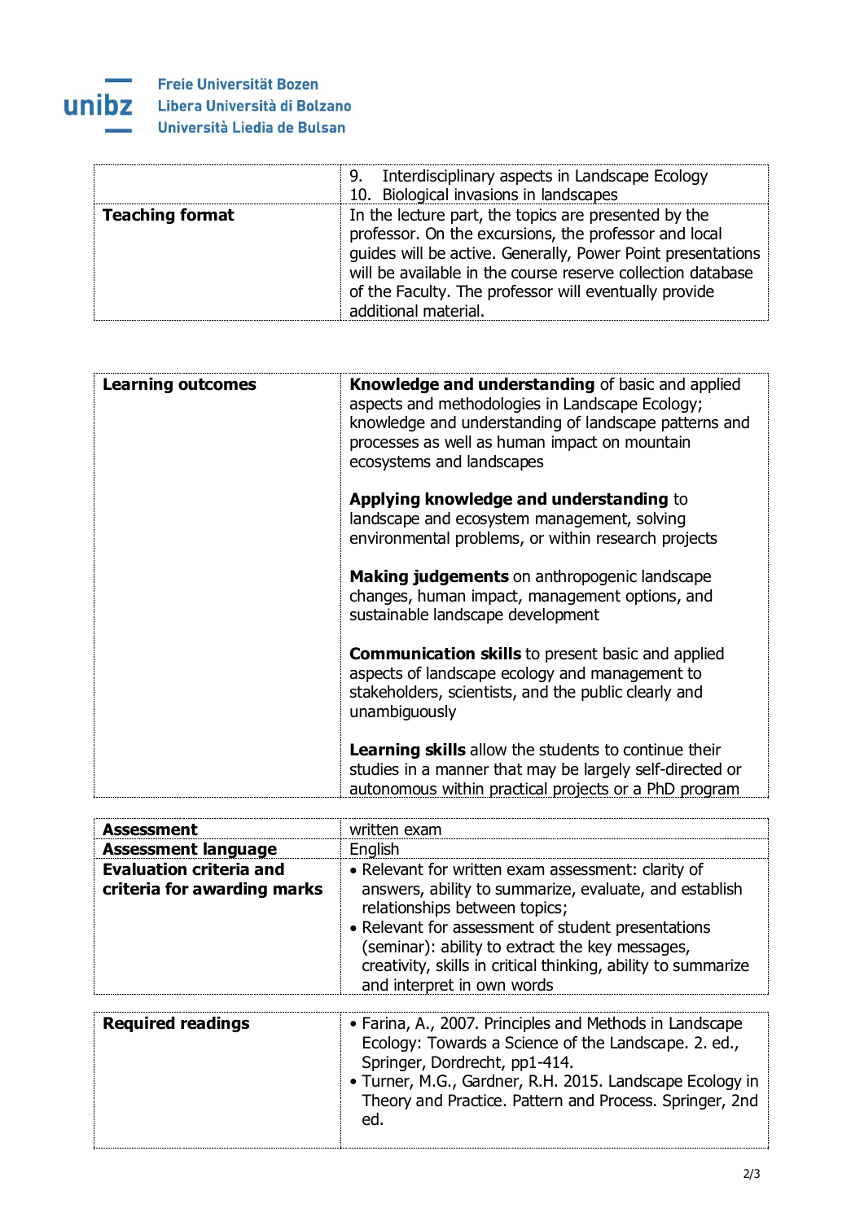| | |
|---|---|
| | 9. Interdisciplinary aspects in Landscape Ecology<br>10. Biological invasions in landscapes |
| **Teaching format** | In the lecture part, the topics are presented by the professor. On the excursions, the professor and local guides will be active. Generally, Power Point presentations will be available in the course reserve collection database of the Faculty. The professor will eventually provide additional material. |

| | |
|---|---|
| **Learning outcomes** | **Knowledge and understanding** of basic and applied aspects and methodologies in Landscape Ecology; knowledge and understanding of landscape patterns and processes as well as human impact on mountain ecosystems and landscapes<br><br>**Applying knowledge and understanding** to landscape and ecosystem management, solving environmental problems, or within research projects<br><br>**Making judgements** on anthropogenic landscape changes, human impact, management options, and sustainable landscape development<br><br>**Communication skills** to present basic and applied aspects of landscape ecology and management to stakeholders, scientists, and the public clearly and unambiguously<br><br>**Learning skills** allow the students to continue their studies in a manner that may be largely self-directed or autonomous within practical projects or a PhD program |

| | |
|---|---|
| **Assessment** | written exam |
| **Assessment language** | English |
| **Evaluation criteria and criteria for awarding marks** | • Relevant for written exam assessment: clarity of answers, ability to summarize, evaluate, and establish relationships between topics;<br>• Relevant for assessment of student presentations (seminar): ability to extract the key messages, creativity, skills in critical thinking, ability to summarize and interpret in own words |

| | |
|---|---|
| **Required readings** | • Farina, A., 2007. Principles and Methods in Landscape Ecology: Towards a Science of the Landscape. 2. ed., Springer, Dordrecht, pp1-414.<br>• Turner, M.G., Gardner, R.H. 2015. Landscape Ecology in Theory and Practice. Pattern and Process. Springer, 2nd ed. |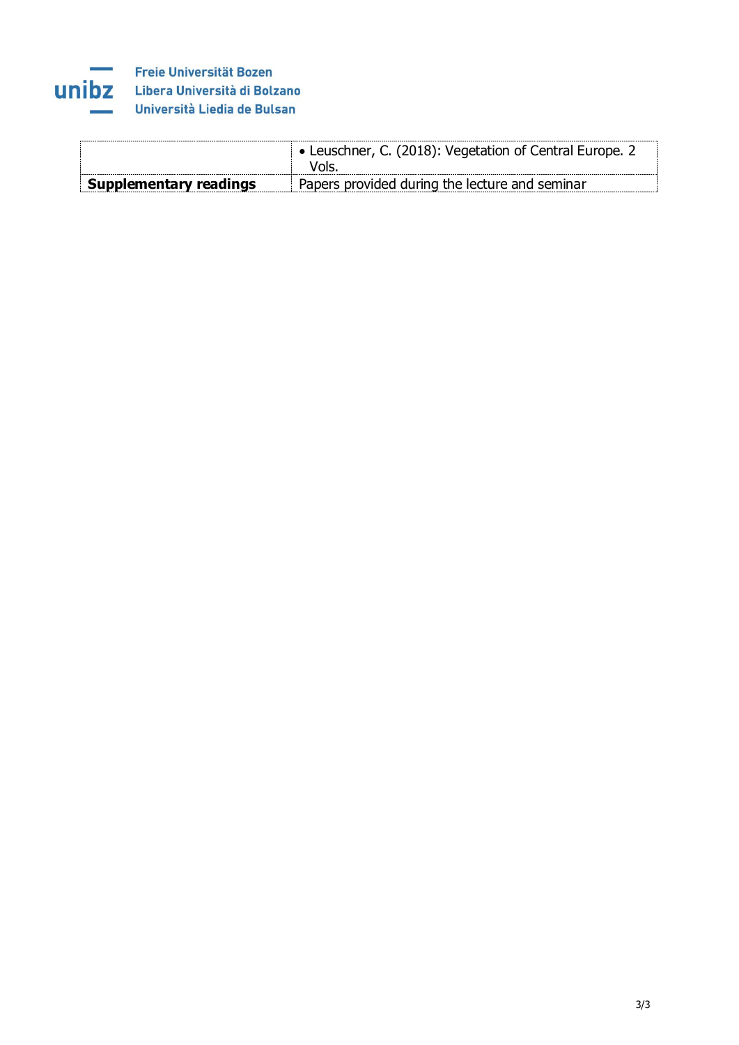| | |
|---|---|
| | • Leuschner, C. (2018): Vegetation of Central Europe. 2 Vols. |
| **Supplementary readings** | Papers provided during the lecture and seminar |